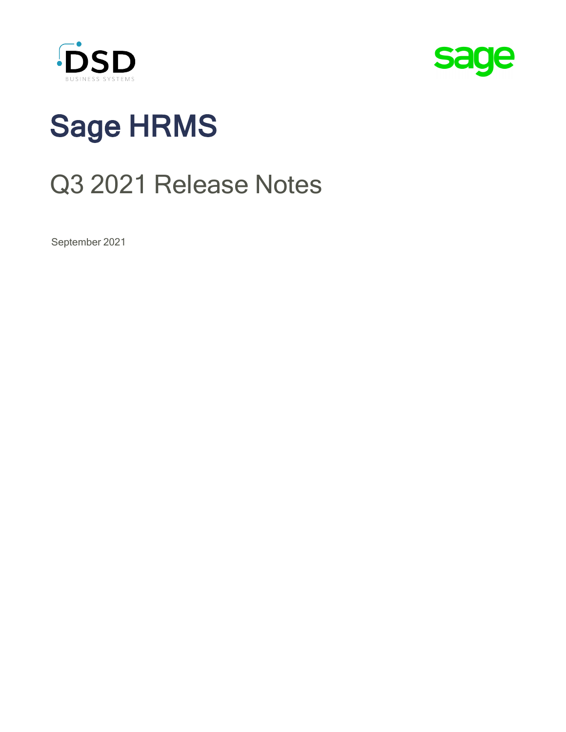# Sage HRMS

## Q3 2021 Release Notes

September 2021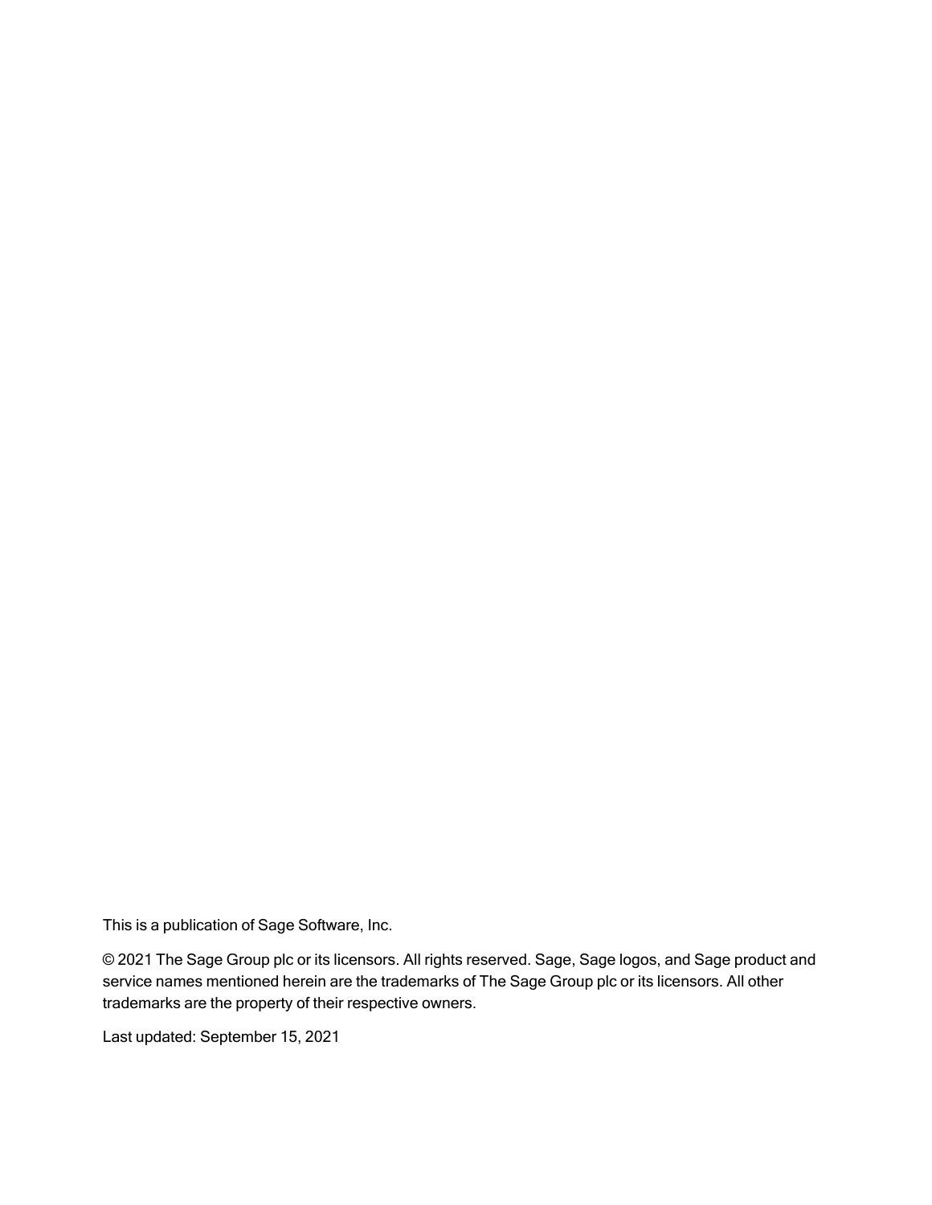This is a publication of Sage Software, Inc.

© 2021 The Sage Group plc or its licensors. All rights reserved. Sage, Sage logos, and Sage product and service names mentioned herein are the trademarks of The Sage Group plc or its licensors. All other trademarks are the property of their respective owners.

Last updated: September 15, 2021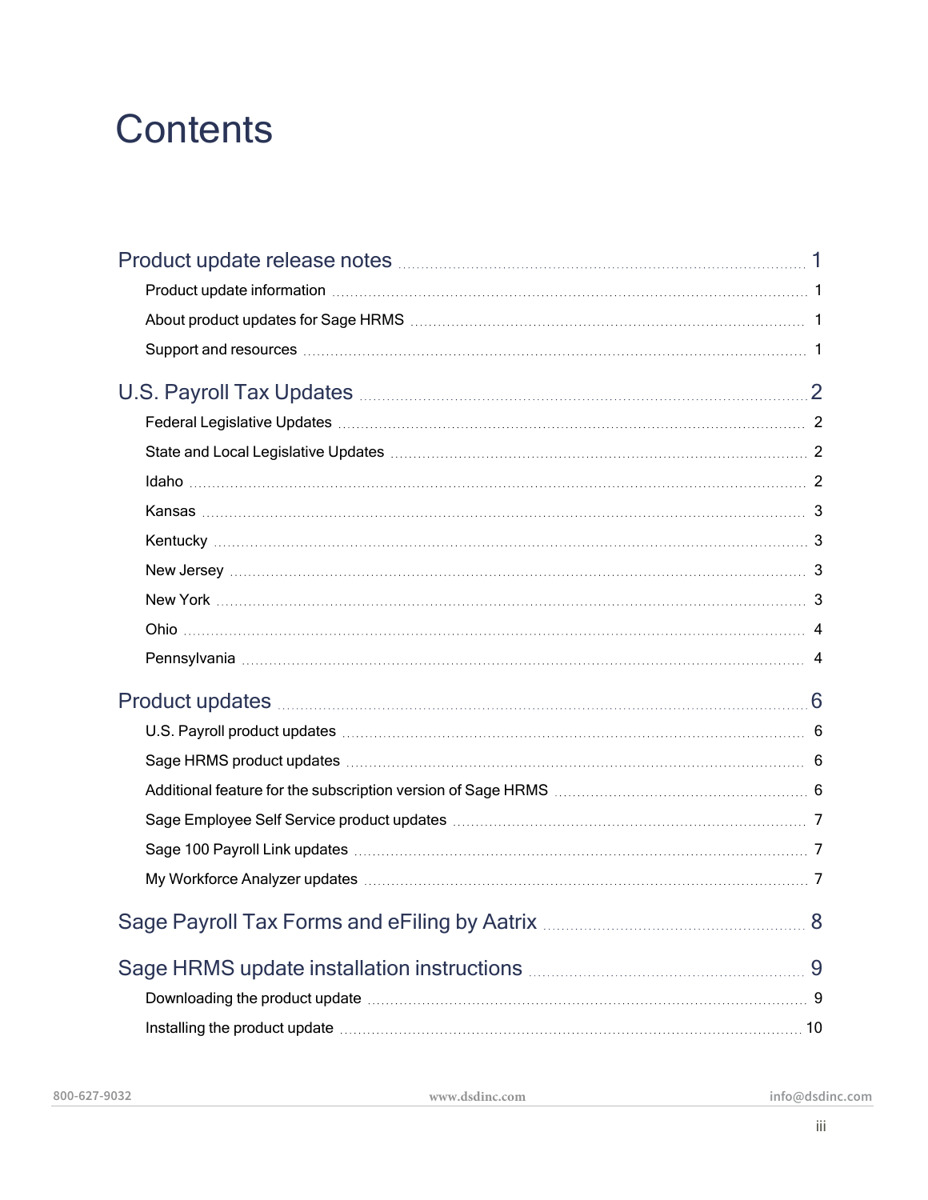# Contents

- Product update release notes ... 1
  - Product update information ... 1
  - About product updates for Sage HRMS ... 1
  - Support and resources ... 1
- U.S. Payroll Tax Updates ... 2
  - Federal Legislative Updates ... 2
  - State and Local Legislative Updates ... 2
  - Idaho ... 2
  - Kansas ... 3
  - Kentucky ... 3
  - New Jersey ... 3
  - New York ... 3
  - Ohio ... 4
  - Pennsylvania ... 4
- Product updates ... 6
  - U.S. Payroll product updates ... 6
  - Sage HRMS product updates ... 6
  - Additional feature for the subscription version of Sage HRMS ... 6
  - Sage Employee Self Service product updates ... 7
  - Sage 100 Payroll Link updates ... 7
  - My Workforce Analyzer updates ... 7
- Sage Payroll Tax Forms and eFiling by Aatrix ... 8
- Sage HRMS update installation instructions ... 9
  - Downloading the product update ... 9
  - Installing the product update ... 10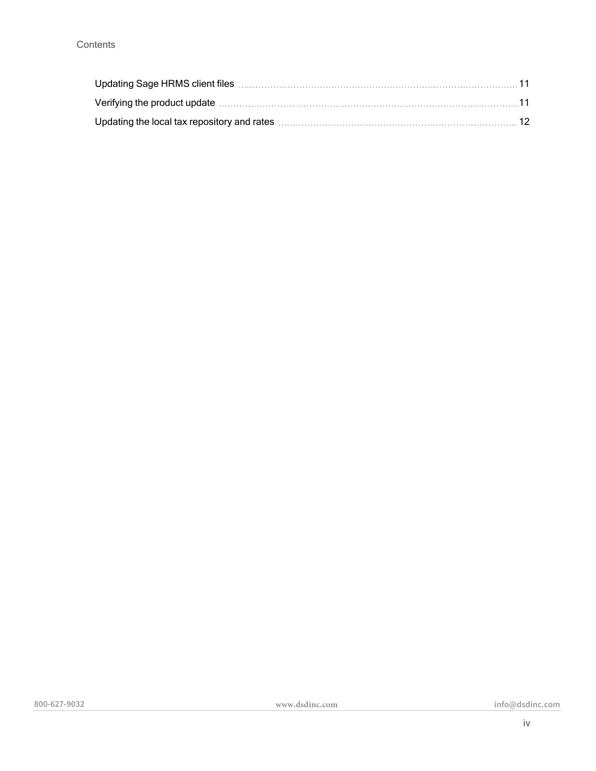Updating Sage HRMS client files ..... 11

Verifying the product update ..... 11

Updating the local tax repository and rates ..... 12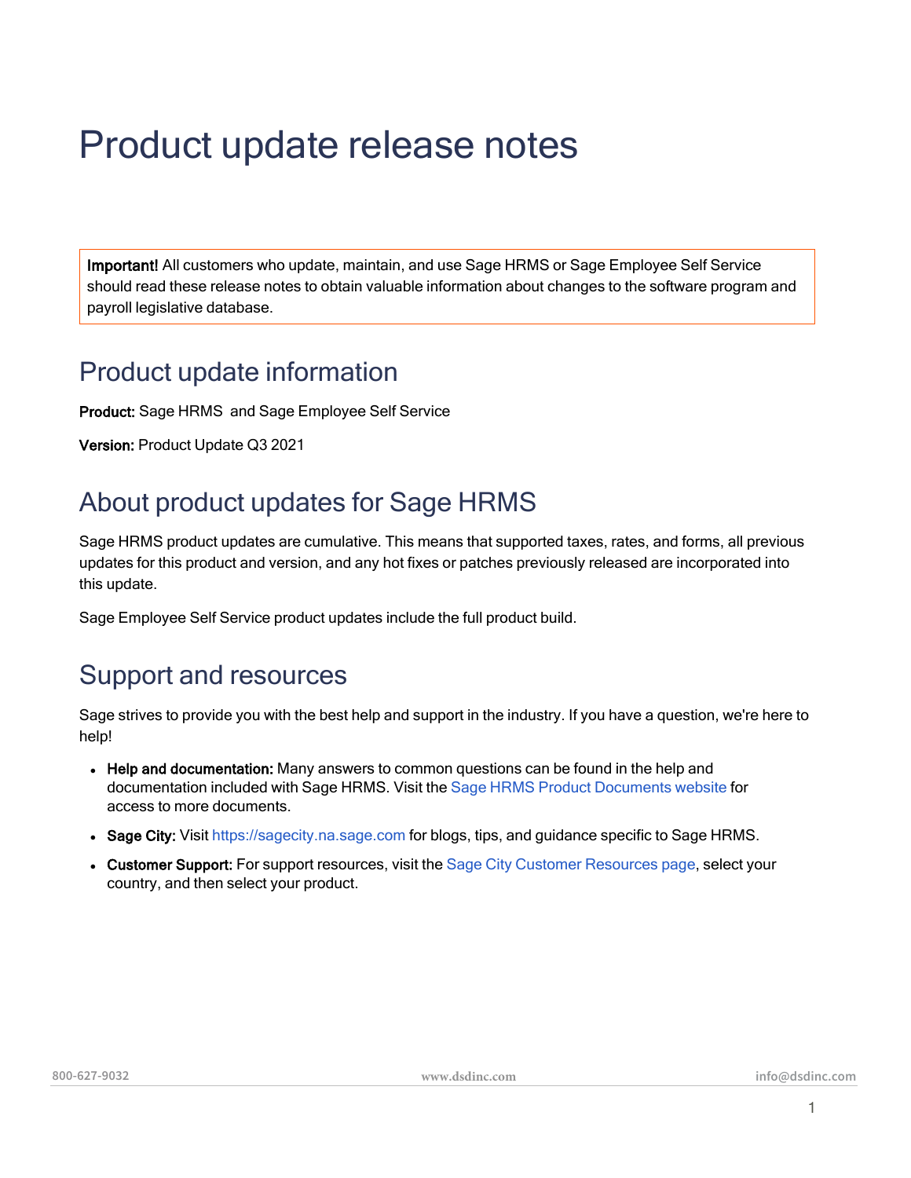# Product update release notes

> **Important!** All customers who update, maintain, and use Sage HRMS or Sage Employee Self Service should read these release notes to obtain valuable information about changes to the software program and payroll legislative database.

## Product update information

**Product:** Sage HRMS and Sage Employee Self Service

**Version:** Product Update Q3 2021

## About product updates for Sage HRMS

Sage HRMS product updates are cumulative. This means that supported taxes, rates, and forms, all previous updates for this product and version, and any hot fixes or patches previously released are incorporated into this update.

Sage Employee Self Service product updates include the full product build.

## Support and resources

Sage strives to provide you with the best help and support in the industry. If you have a question, we're here to help!

- **Help and documentation:** Many answers to common questions can be found in the help and documentation included with Sage HRMS. Visit the Sage HRMS Product Documents website for access to more documents.
- **Sage City:** Visit https://sagecity.na.sage.com for blogs, tips, and guidance specific to Sage HRMS.
- **Customer Support:** For support resources, visit the Sage City Customer Resources page, select your country, and then select your product.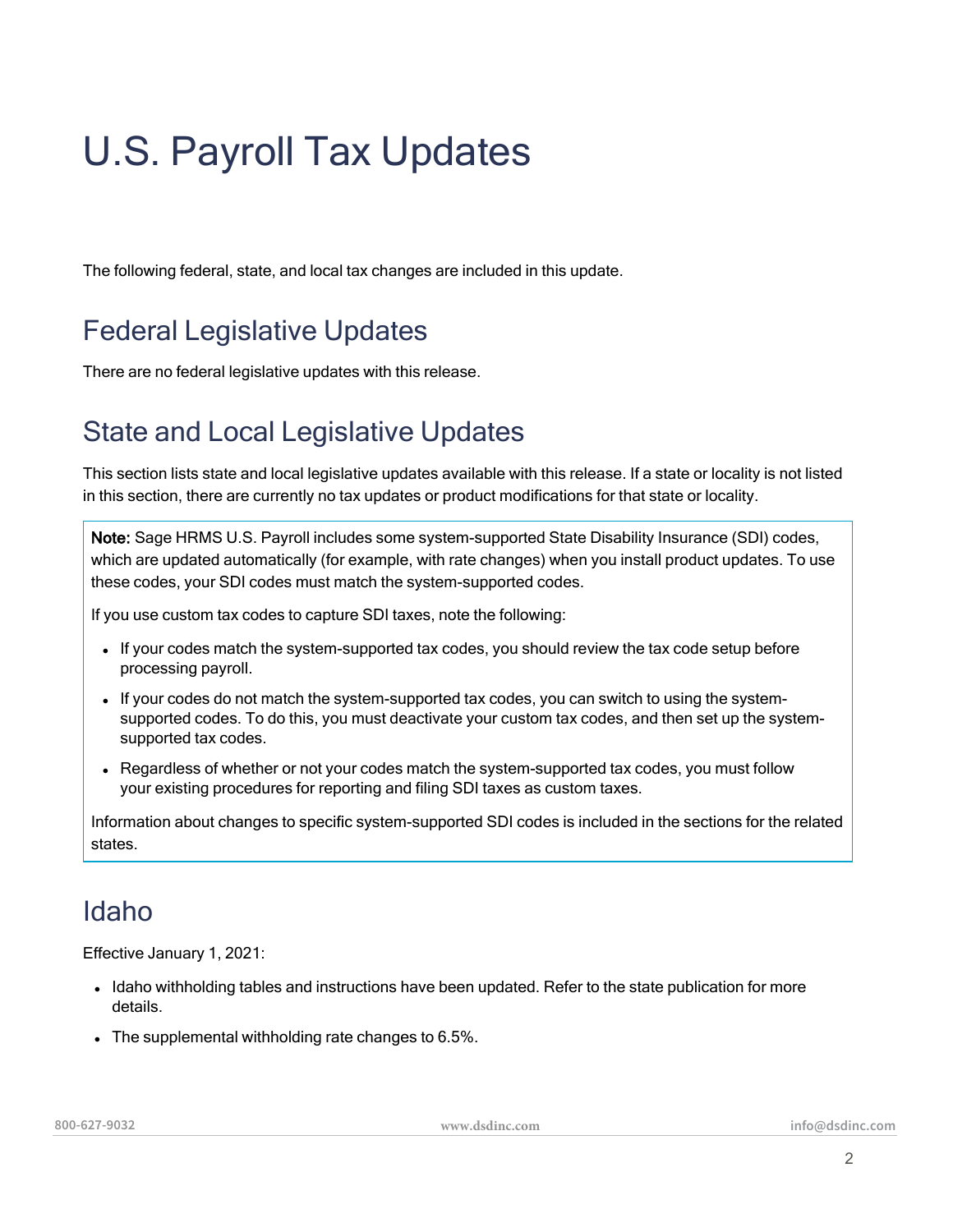# U.S. Payroll Tax Updates

The following federal, state, and local tax changes are included in this update.

## Federal Legislative Updates

There are no federal legislative updates with this release.

## State and Local Legislative Updates

This section lists state and local legislative updates available with this release. If a state or locality is not listed in this section, there are currently no tax updates or product modifications for that state or locality.

> **Note:** Sage HRMS U.S. Payroll includes some system-supported State Disability Insurance (SDI) codes, which are updated automatically (for example, with rate changes) when you install product updates. To use these codes, your SDI codes must match the system-supported codes.
>
> If you use custom tax codes to capture SDI taxes, note the following:
>
> - If your codes match the system-supported tax codes, you should review the tax code setup before processing payroll.
> - If your codes do not match the system-supported tax codes, you can switch to using the system-supported codes. To do this, you must deactivate your custom tax codes, and then set up the system-supported tax codes.
> - Regardless of whether or not your codes match the system-supported tax codes, you must follow your existing procedures for reporting and filing SDI taxes as custom taxes.
>
> Information about changes to specific system-supported SDI codes is included in the sections for the related states.

## Idaho

Effective January 1, 2021:

- Idaho withholding tables and instructions have been updated. Refer to the state publication for more details.
- The supplemental withholding rate changes to 6.5%.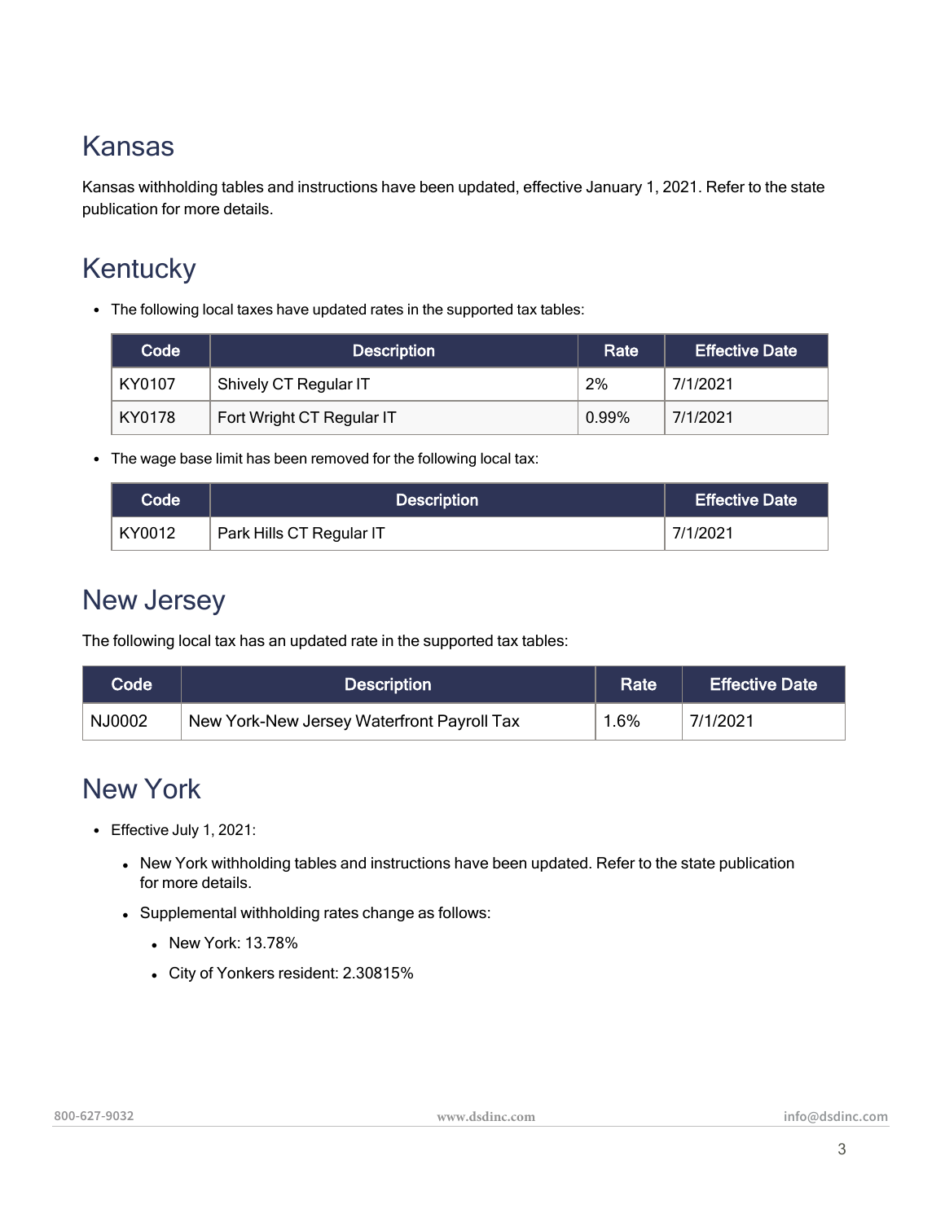# Kansas

Kansas withholding tables and instructions have been updated, effective January 1, 2021. Refer to the state publication for more details.

# Kentucky

- The following local taxes have updated rates in the supported tax tables:

| Code | Description | Rate | Effective Date |
|---|---|---|---|
| KY0107 | Shively CT Regular IT | 2% | 7/1/2021 |
| KY0178 | Fort Wright CT Regular IT | 0.99% | 7/1/2021 |

- The wage base limit has been removed for the following local tax:

| Code | Description | Effective Date |
|---|---|---|
| KY0012 | Park Hills CT Regular IT | 7/1/2021 |

# New Jersey

The following local tax has an updated rate in the supported tax tables:

| Code | Description | Rate | Effective Date |
|---|---|---|---|
| NJ0002 | New York-New Jersey Waterfront Payroll Tax | 1.6% | 7/1/2021 |

# New York

- Effective July 1, 2021:
  - New York withholding tables and instructions have been updated. Refer to the state publication for more details.
  - Supplemental withholding rates change as follows:
    - New York: 13.78%
    - City of Yonkers resident: 2.30815%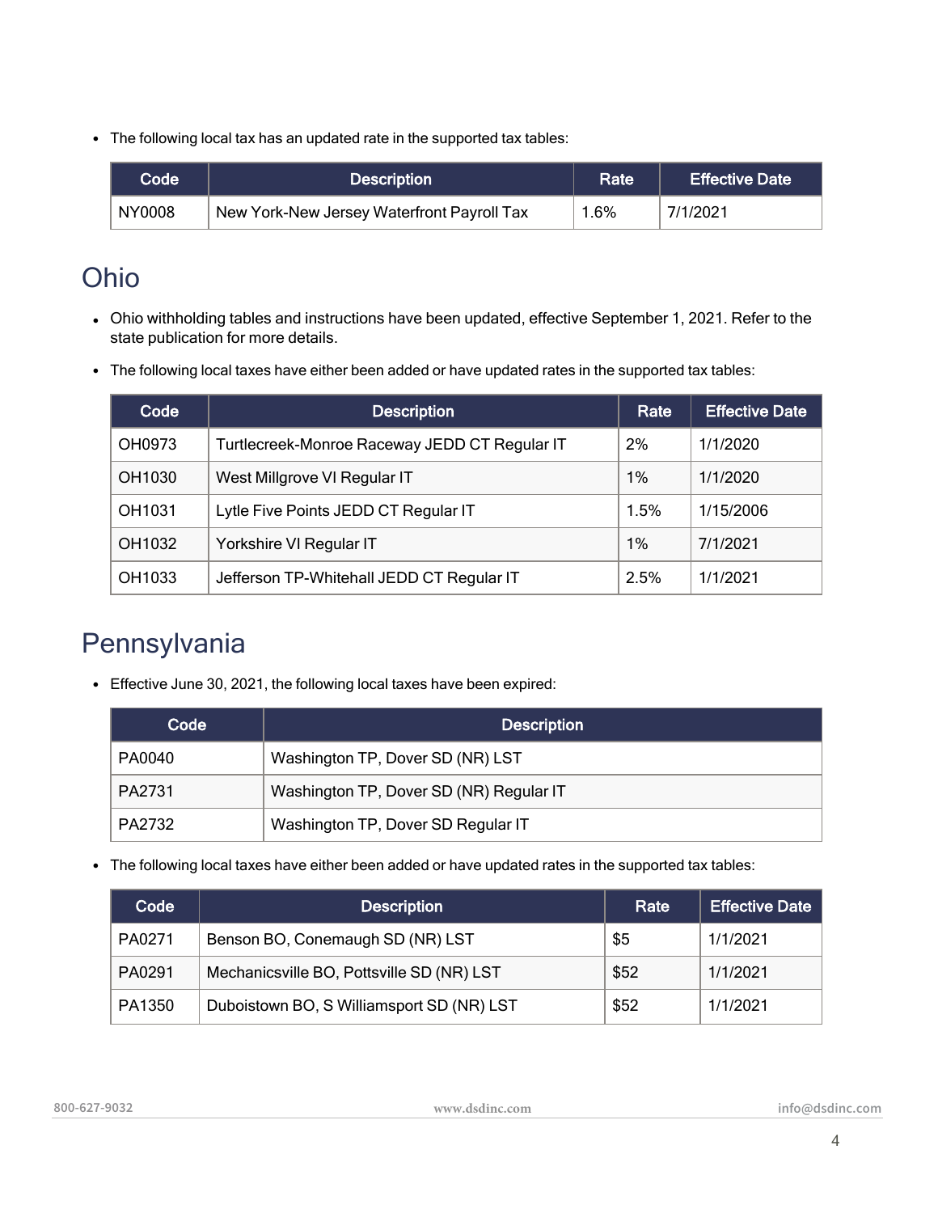- The following local tax has an updated rate in the supported tax tables:

| Code | Description | Rate | Effective Date |
|---|---|---|---|
| NY0008 | New York-New Jersey Waterfront Payroll Tax | 1.6% | 7/1/2021 |

## Ohio

- Ohio withholding tables and instructions have been updated, effective September 1, 2021. Refer to the state publication for more details.
- The following local taxes have either been added or have updated rates in the supported tax tables:

| Code | Description | Rate | Effective Date |
|---|---|---|---|
| OH0973 | Turtlecreek-Monroe Raceway JEDD CT Regular IT | 2% | 1/1/2020 |
| OH1030 | West Millgrove VI Regular IT | 1% | 1/1/2020 |
| OH1031 | Lytle Five Points JEDD CT Regular IT | 1.5% | 1/15/2006 |
| OH1032 | Yorkshire VI Regular IT | 1% | 7/1/2021 |
| OH1033 | Jefferson TP-Whitehall JEDD CT Regular IT | 2.5% | 1/1/2021 |

## Pennsylvania

- Effective June 30, 2021, the following local taxes have been expired:

| Code | Description |
|---|---|
| PA0040 | Washington TP, Dover SD (NR) LST |
| PA2731 | Washington TP, Dover SD (NR) Regular IT |
| PA2732 | Washington TP, Dover SD Regular IT |

- The following local taxes have either been added or have updated rates in the supported tax tables:

| Code | Description | Rate | Effective Date |
|---|---|---|---|
| PA0271 | Benson BO, Conemaugh SD (NR) LST | $5 | 1/1/2021 |
| PA0291 | Mechanicsville BO, Pottsville SD (NR) LST | $52 | 1/1/2021 |
| PA1350 | Duboistown BO, S Williamsport SD (NR) LST | $52 | 1/1/2021 |

800-627-9032 www.dsdinc.com info@dsdinc.com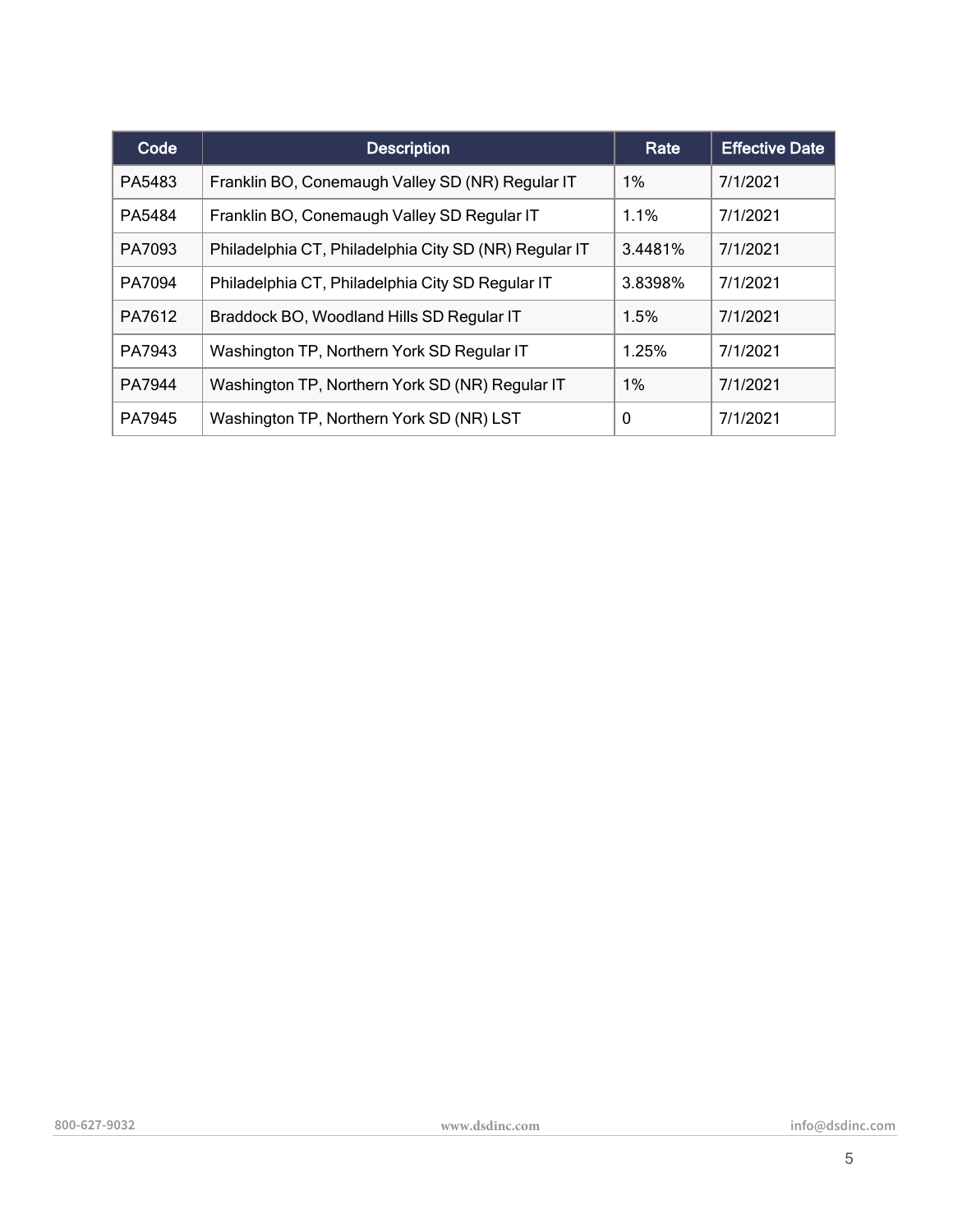| Code | Description | Rate | Effective Date |
| --- | --- | --- | --- |
| PA5483 | Franklin BO, Conemaugh Valley SD (NR) Regular IT | 1% | 7/1/2021 |
| PA5484 | Franklin BO, Conemaugh Valley SD Regular IT | 1.1% | 7/1/2021 |
| PA7093 | Philadelphia CT, Philadelphia City SD (NR) Regular IT | 3.4481% | 7/1/2021 |
| PA7094 | Philadelphia CT, Philadelphia City SD Regular IT | 3.8398% | 7/1/2021 |
| PA7612 | Braddock BO, Woodland Hills SD Regular IT | 1.5% | 7/1/2021 |
| PA7943 | Washington TP, Northern York SD Regular IT | 1.25% | 7/1/2021 |
| PA7944 | Washington TP, Northern York SD (NR) Regular IT | 1% | 7/1/2021 |
| PA7945 | Washington TP, Northern York SD (NR) LST | 0 | 7/1/2021 |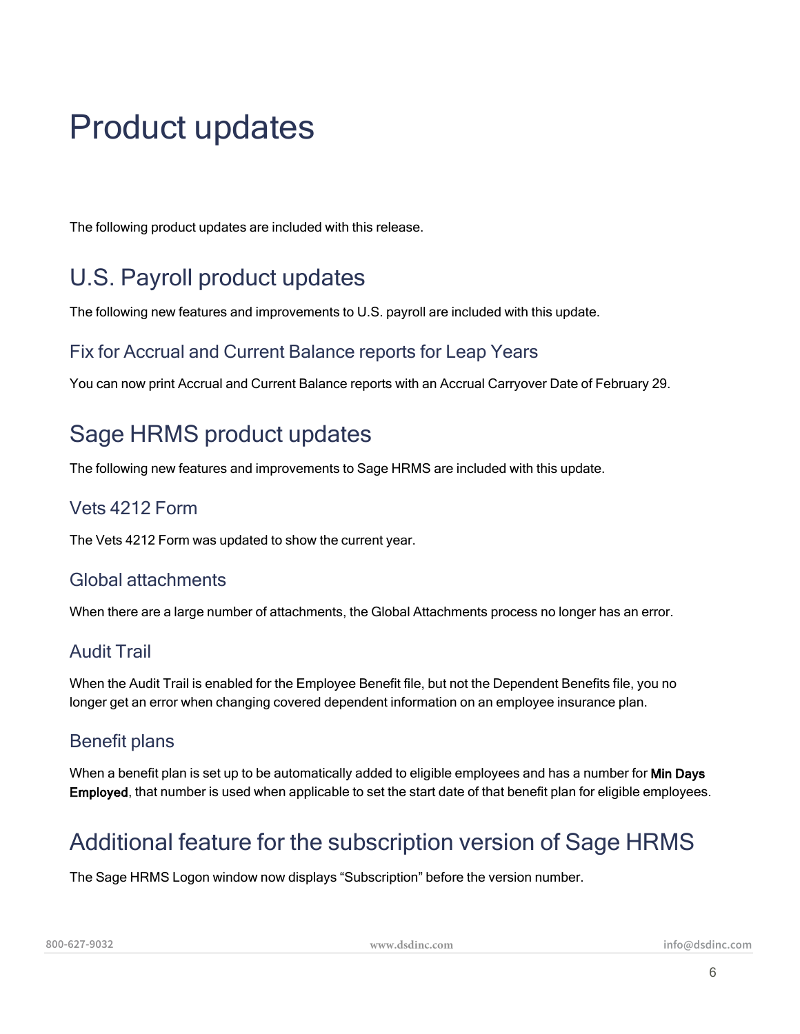# Product updates

The following product updates are included with this release.

## U.S. Payroll product updates

The following new features and improvements to U.S. payroll are included with this update.

### Fix for Accrual and Current Balance reports for Leap Years

You can now print Accrual and Current Balance reports with an Accrual Carryover Date of February 29.

## Sage HRMS product updates

The following new features and improvements to Sage HRMS are included with this update.

### Vets 4212 Form

The Vets 4212 Form was updated to show the current year.

### Global attachments

When there are a large number of attachments, the Global Attachments process no longer has an error.

### Audit Trail

When the Audit Trail is enabled for the Employee Benefit file, but not the Dependent Benefits file, you no longer get an error when changing covered dependent information on an employee insurance plan.

### Benefit plans

When a benefit plan is set up to be automatically added to eligible employees and has a number for **Min Days Employed**, that number is used when applicable to set the start date of that benefit plan for eligible employees.

## Additional feature for the subscription version of Sage HRMS

The Sage HRMS Logon window now displays “Subscription” before the version number.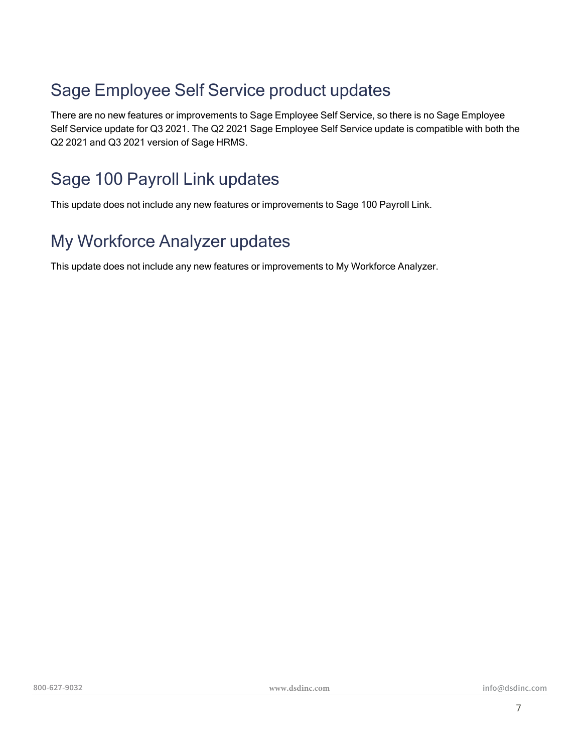## Sage Employee Self Service product updates

There are no new features or improvements to Sage Employee Self Service, so there is no Sage Employee Self Service update for Q3 2021. The Q2 2021 Sage Employee Self Service update is compatible with both the Q2 2021 and Q3 2021 version of Sage HRMS.

## Sage 100 Payroll Link updates

This update does not include any new features or improvements to Sage 100 Payroll Link.

## My Workforce Analyzer updates

This update does not include any new features or improvements to My Workforce Analyzer.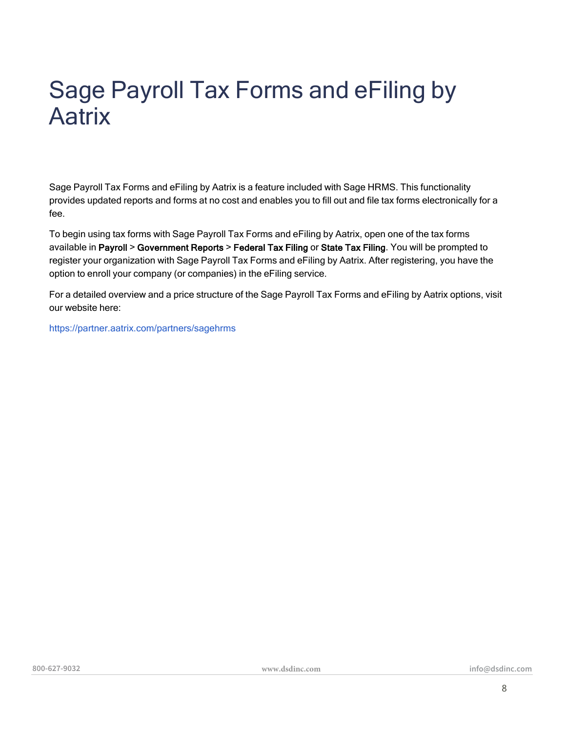# Sage Payroll Tax Forms and eFiling by Aatrix

Sage Payroll Tax Forms and eFiling by Aatrix is a feature included with Sage HRMS. This functionality provides updated reports and forms at no cost and enables you to fill out and file tax forms electronically for a fee.

To begin using tax forms with Sage Payroll Tax Forms and eFiling by Aatrix, open one of the tax forms available in **Payroll** > **Government Reports** > **Federal Tax Filing** or **State Tax Filing**. You will be prompted to register your organization with Sage Payroll Tax Forms and eFiling by Aatrix. After registering, you have the option to enroll your company (or companies) in the eFiling service.

For a detailed overview and a price structure of the Sage Payroll Tax Forms and eFiling by Aatrix options, visit our website here:

https://partner.aatrix.com/partners/sagehrms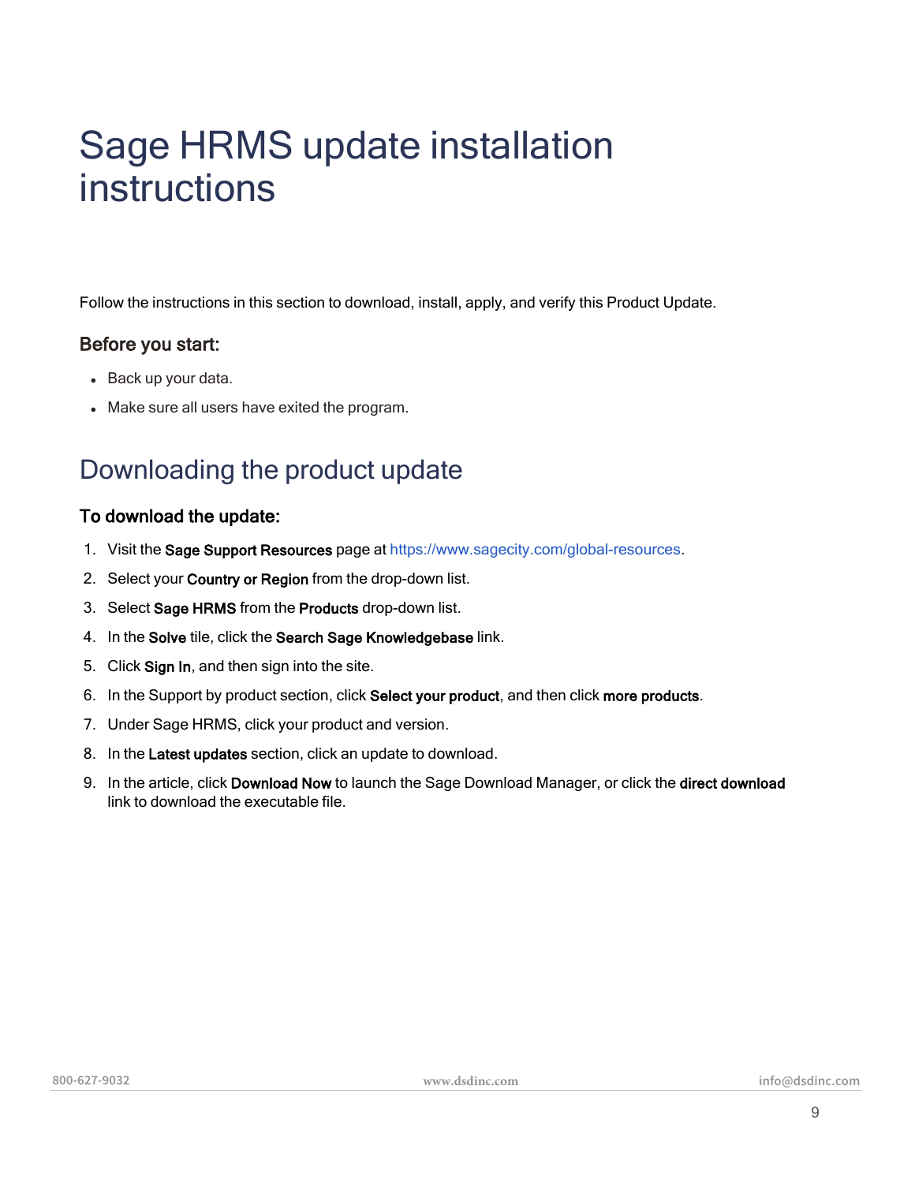# Sage HRMS update installation instructions

Follow the instructions in this section to download, install, apply, and verify this Product Update.

### Before you start:

- Back up your data.
- Make sure all users have exited the program.

## Downloading the product update

### To download the update:

1. Visit the **Sage Support Resources** page at https://www.sagecity.com/global-resources.
2. Select your **Country or Region** from the drop-down list.
3. Select **Sage HRMS** from the **Products** drop-down list.
4. In the **Solve** tile, click the **Search Sage Knowledgebase** link.
5. Click **Sign In**, and then sign into the site.
6. In the Support by product section, click **Select your product**, and then click **more products**.
7. Under Sage HRMS, click your product and version.
8. In the **Latest updates** section, click an update to download.
9. In the article, click **Download Now** to launch the Sage Download Manager, or click the **direct download** link to download the executable file.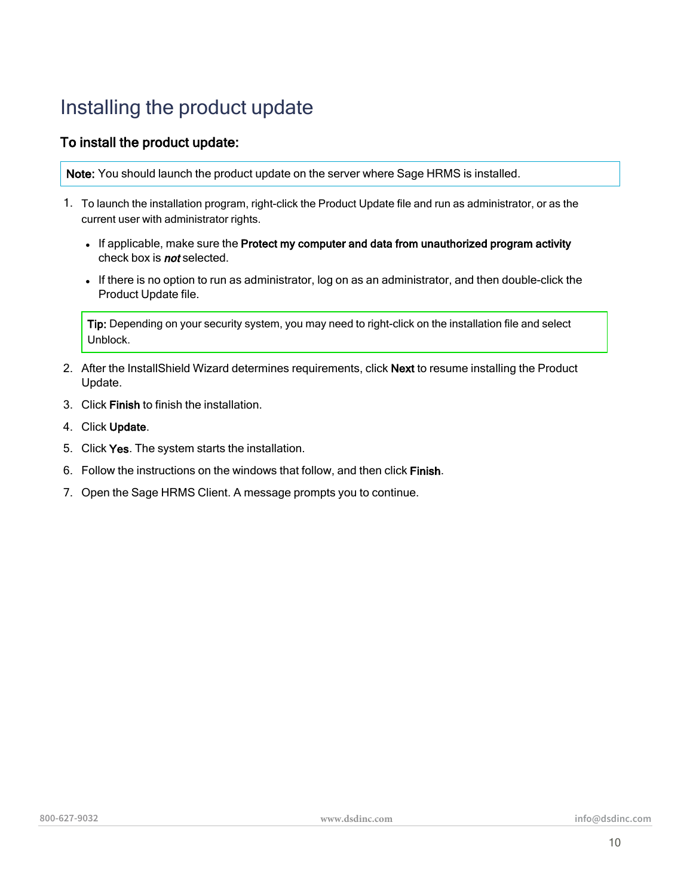# Installing the product update

### To install the product update:

**Note:** You should launch the product update on the server where Sage HRMS is installed.

1. To launch the installation program, right-click the Product Update file and run as administrator, or as the current user with administrator rights.
   - If applicable, make sure the **Protect my computer and data from unauthorized program activity** check box is ***not*** selected.
   - If there is no option to run as administrator, log on as an administrator, and then double-click the Product Update file.

   **Tip:** Depending on your security system, you may need to right-click on the installation file and select Unblock.

2. After the InstallShield Wizard determines requirements, click **Next** to resume installing the Product Update.
3. Click **Finish** to finish the installation.
4. Click **Update**.
5. Click **Yes**. The system starts the installation.
6. Follow the instructions on the windows that follow, and then click **Finish**.
7. Open the Sage HRMS Client. A message prompts you to continue.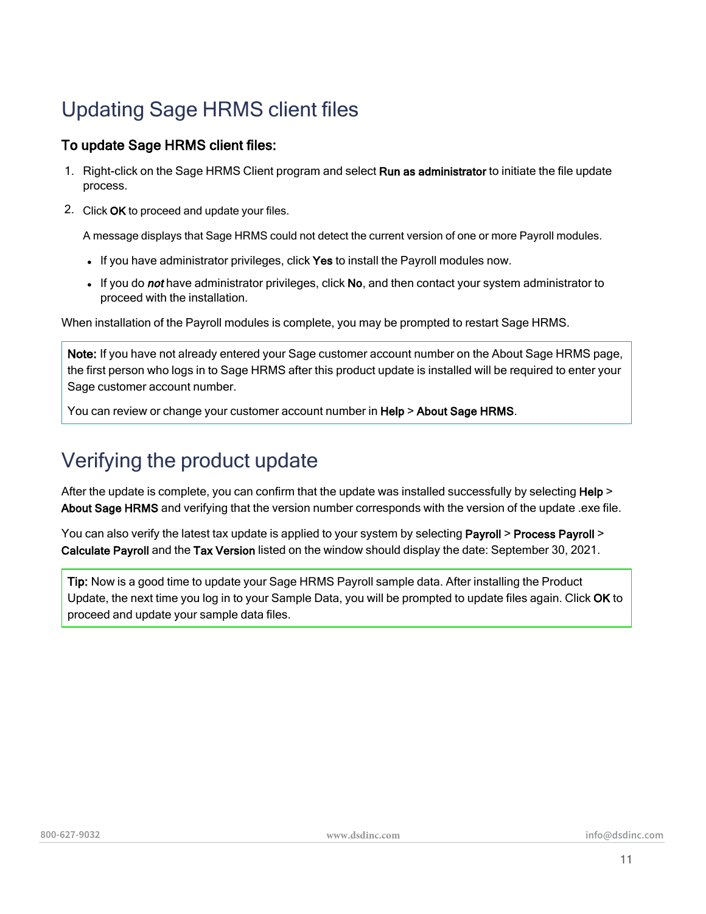## Updating Sage HRMS client files

### To update Sage HRMS client files:

1. Right-click on the Sage HRMS Client program and select **Run as administrator** to initiate the file update process.
2. Click **OK** to proceed and update your files.

   A message displays that Sage HRMS could not detect the current version of one or more Payroll modules.

   - If you have administrator privileges, click **Yes** to install the Payroll modules now.
   - If you do ***not*** have administrator privileges, click **No**, and then contact your system administrator to proceed with the installation.

When installation of the Payroll modules is complete, you may be prompted to restart Sage HRMS.

> **Note:** If you have not already entered your Sage customer account number on the About Sage HRMS page, the first person who logs in to Sage HRMS after this product update is installed will be required to enter your Sage customer account number.
>
> You can review or change your customer account number in **Help** > **About Sage HRMS**.

## Verifying the product update

After the update is complete, you can confirm that the update was installed successfully by selecting **Help** > **About Sage HRMS** and verifying that the version number corresponds with the version of the update .exe file.

You can also verify the latest tax update is applied to your system by selecting **Payroll** > **Process Payroll** > **Calculate Payroll** and the **Tax Version** listed on the window should display the date: September 30, 2021.

> **Tip:** Now is a good time to update your Sage HRMS Payroll sample data. After installing the Product Update, the next time you log in to your Sample Data, you will be prompted to update files again. Click **OK** to proceed and update your sample data files.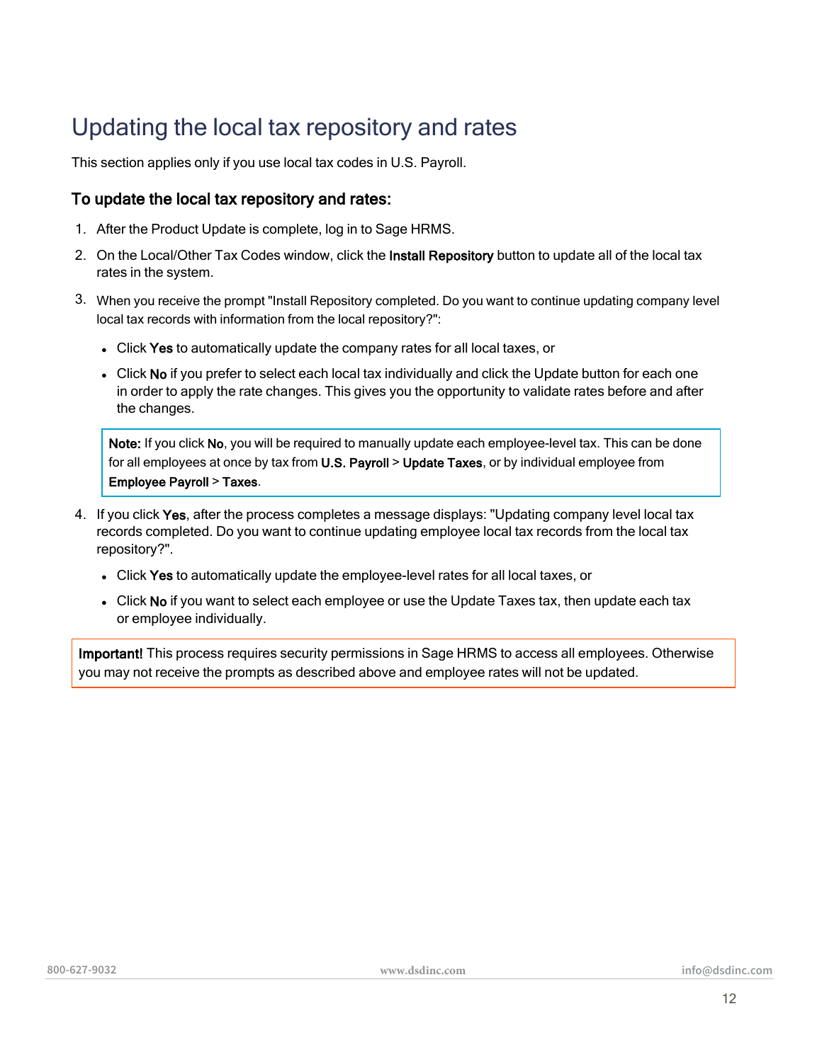# Updating the local tax repository and rates

This section applies only if you use local tax codes in U.S. Payroll.

### To update the local tax repository and rates:

1. After the Product Update is complete, log in to Sage HRMS.
2. On the Local/Other Tax Codes window, click the **Install Repository** button to update all of the local tax rates in the system.
3. When you receive the prompt "Install Repository completed. Do you want to continue updating company level local tax records with information from the local repository?":
   - Click **Yes** to automatically update the company rates for all local taxes, or
   - Click **No** if you prefer to select each local tax individually and click the Update button for each one in order to apply the rate changes. This gives you the opportunity to validate rates before and after the changes.

   > **Note:** If you click **No**, you will be required to manually update each employee-level tax. This can be done for all employees at once by tax from **U.S. Payroll** > **Update Taxes**, or by individual employee from **Employee Payroll** > **Taxes**.

4. If you click **Yes**, after the process completes a message displays: "Updating company level local tax records completed. Do you want to continue updating employee local tax records from the local tax repository?".
   - Click **Yes** to automatically update the employee-level rates for all local taxes, or
   - Click **No** if you want to select each employee or use the Update Taxes tax, then update each tax or employee individually.

> **Important!** This process requires security permissions in Sage HRMS to access all employees. Otherwise you may not receive the prompts as described above and employee rates will not be updated.